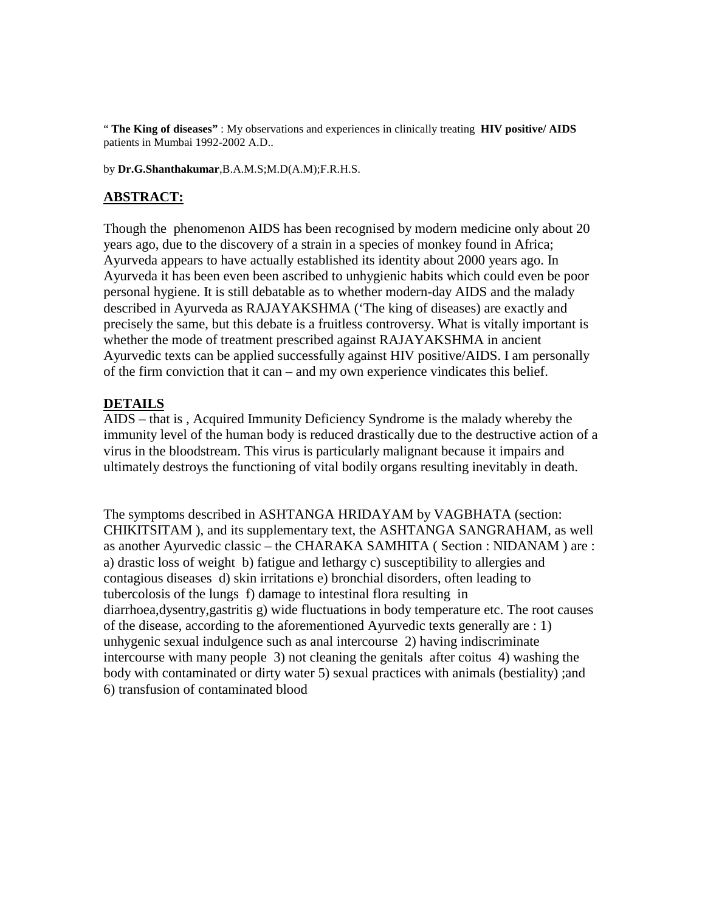" **The King of diseases"** : My observations and experiences in clinically treating **HIV positive/ AIDS** patients in Mumbai 1992-2002 A.D..

by **Dr.G.Shanthakumar**,B.A.M.S;M.D(A.M);F.R.H.S.

## ABSTRACT:

Though the phenomenon AIDS has been recognised by modern medicine only about 20 years ago, due to the discovery of a strain in a species of monkey found in Africa; Ayurveda appears to have actually established its identity about 2000 years ago. In Ayurveda it has been even been ascribed to unhygienic habits which could even be poor personal hygiene. It is still debatable as to whether modern-day AIDS and the malady described in Ayurveda as RAJAYAKSHMA ('The king of diseases) are exactly and precisely the same, but this debate is a fruitless controversy. What is vitally important is whether the mode of treatment prescribed against RAJAYAKSHMA in ancient Ayurvedic texts can be applied successfully against HIV positive/AIDS. I am personally of the firm conviction that it can – and my own experience vindicates this belief.

## DETAILS

AIDS – that is , Acquired Immunity Deficiency Syndrome is the malady whereby the immunity level of the human body is reduced drastically due to the destructive action of a virus in the bloodstream. This virus is particularly malignant because it impairs and ultimately destroys the functioning of vital bodily organs resulting inevitably in death.

The symptoms described in ASHTANGA HRIDAYAM by VAGBHATA (section: CHIKITSITAM ), and its supplementary text, the ASHTANGA SANGRAHAM, as well as another Ayurvedic classic – the CHARAKA SAMHITA ( Section : NIDANAM ) are : a) drastic loss of weight b) fatigue and lethargy c) susceptibility to allergies and contagious diseases d) skin irritations e) bronchial disorders, often leading to tubercolosis of the lungs f) damage to intestinal flora resulting in diarrhoea,dysentry,gastritis g) wide fluctuations in body temperature etc. The root causes of the disease, according to the aforementioned Ayurvedic texts generally are : 1) unhygenic sexual indulgence such as anal intercourse 2) having indiscriminate intercourse with many people 3) not cleaning the genitals after coitus 4) washing the body with contaminated or dirty water 5) sexual practices with animals (bestiality) ;and 6) transfusion of contaminated blood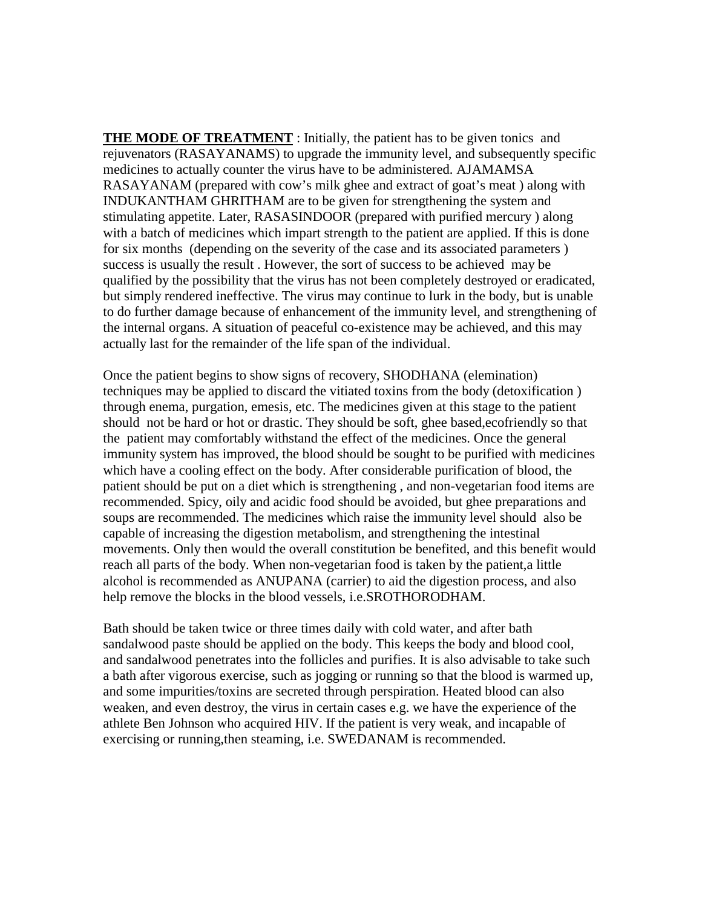**THE MODE OF TREATMENT** : Initially, the patient has to be given tonics and rejuvenators (RASAYANAMS) to upgrade the immunity level, and subsequently specific medicines to actually counter the virus have to be administered. AJAMAMSA RASAYANAM (prepared with cow's milk ghee and extract of goat's meat ) along with INDUKANTHAM GHRITHAM are to be given for strengthening the system and stimulating appetite. Later, RASASINDOOR (prepared with purified mercury ) along with a batch of medicines which impart strength to the patient are applied. If this is done for six months (depending on the severity of the case and its associated parameters ) success is usually the result . However, the sort of success to be achieved may be qualified by the possibility that the virus has not been completely destroyed or eradicated, but simply rendered ineffective. The virus may continue to lurk in the body, but is unable to do further damage because of enhancement of the immunity level, and strengthening of the internal organs. A situation of peaceful co-existence may be achieved, and this may actually last for the remainder of the life span of the individual.

Once the patient begins to show signs of recovery, SHODHANA (elemination) techniques may be applied to discard the vitiated toxins from the body (detoxification ) through enema, purgation, emesis, etc. The medicines given at this stage to the patient should not be hard or hot or drastic. They should be soft, ghee based,ecofriendly so that the patient may comfortably withstand the effect of the medicines. Once the general immunity system has improved, the blood should be sought to be purified with medicines which have a cooling effect on the body. After considerable purification of blood, the patient should be put on a diet which is strengthening , and non-vegetarian food items are recommended. Spicy, oily and acidic food should be avoided, but ghee preparations and soups are recommended. The medicines which raise the immunity level should also be capable of increasing the digestion metabolism, and strengthening the intestinal movements. Only then would the overall constitution be benefited, and this benefit would reach all parts of the body. When non-vegetarian food is taken by the patient,a little alcohol is recommended as ANUPANA (carrier) to aid the digestion process, and also help remove the blocks in the blood vessels, i.e.SROTHORODHAM.

Bath should be taken twice or three times daily with cold water, and after bath sandalwood paste should be applied on the body. This keeps the body and blood cool, and sandalwood penetrates into the follicles and purifies. It is also advisable to take such a bath after vigorous exercise, such as jogging or running so that the blood is warmed up, and some impurities/toxins are secreted through perspiration. Heated blood can also weaken, and even destroy, the virus in certain cases e.g. we have the experience of the athlete Ben Johnson who acquired HIV. If the patient is very weak, and incapable of exercising or running,then steaming, i.e. SWEDANAM is recommended.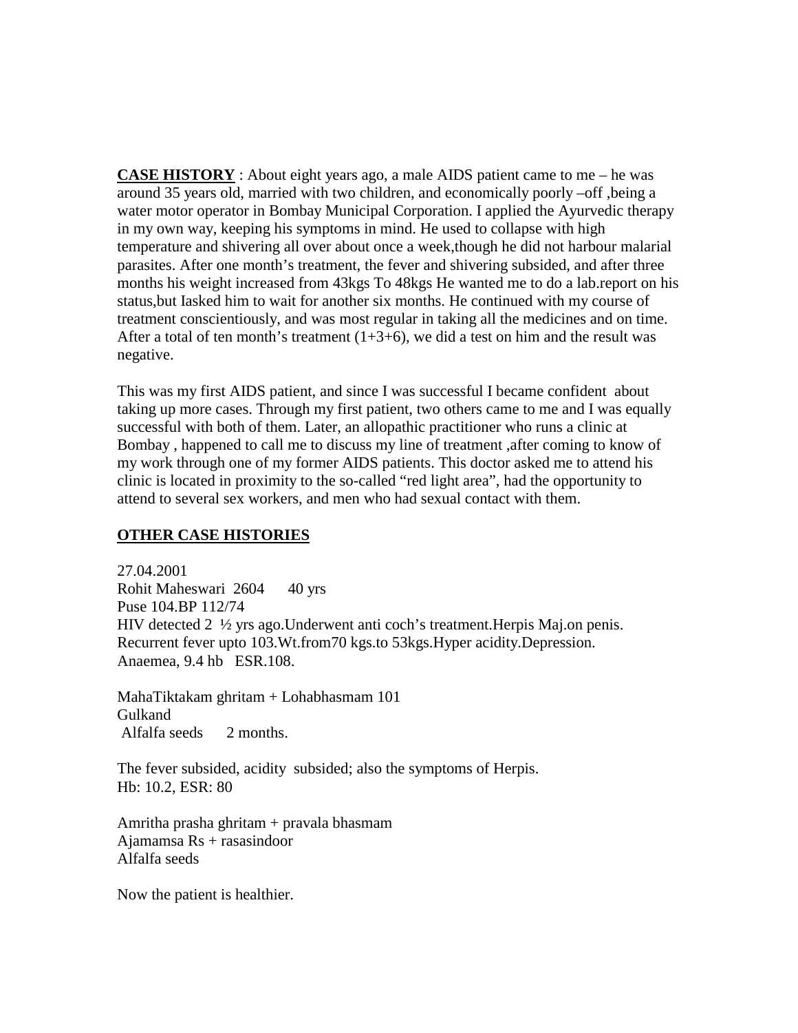**CASE HISTORY** : About eight years ago, a male AIDS patient came to me – he was around 35 years old, married with two children, and economically poorly –off ,being a water motor operator in Bombay Municipal Corporation. I applied the Ayurvedic therapy in my own way, keeping his symptoms in mind. He used to collapse with high temperature and shivering all over about once a week,though he did not harbour malarial parasites. After one month's treatment, the fever and shivering subsided, and after three months his weight increased from 43kgs To 48kgs He wanted me to do a lab.report on his status,but Iasked him to wait for another six months. He continued with my course of treatment conscientiously, and was most regular in taking all the medicines and on time. After a total of ten month's treatment (1+3+6), we did a test on him and the result was negative.

This was my first AIDS patient, and since I was successful I became confident about taking up more cases. Through my first patient, two others came to me and I was equally successful with both of them. Later, an allopathic practitioner who runs a clinic at Bombay , happened to call me to discuss my line of treatment ,after coming to know of my work through one of my former AIDS patients. This doctor asked me to attend his clinic is located in proximity to the so-called "red light area", had the opportunity to attend to several sex workers, and men who had sexual contact with them.

**OTHER CASE HISTORIES**

27.04.2001
Rohit Maheswari 2604 40 yrs
Puse 104.BP 112/74
HIV detected 2 ½ yrs ago.Underwent anti coch's treatment.Herpis Maj.on penis. Recurrent fever upto 103.Wt.from70 kgs.to 53kgs.Hyper acidity.Depression. Anaemea, 9.4 hb ESR.108.

MahaTiktakam ghritam + Lohabhasmam 101
Gulkand
Alfalfa seeds 2 months.

The fever subsided, acidity subsided; also the symptoms of Herpis.
Hb: 10.2, ESR: 80

Amritha prasha ghritam + pravala bhasmam
Ajamamsa Rs + rasasindoor
Alfalfa seeds

Now the patient is healthier.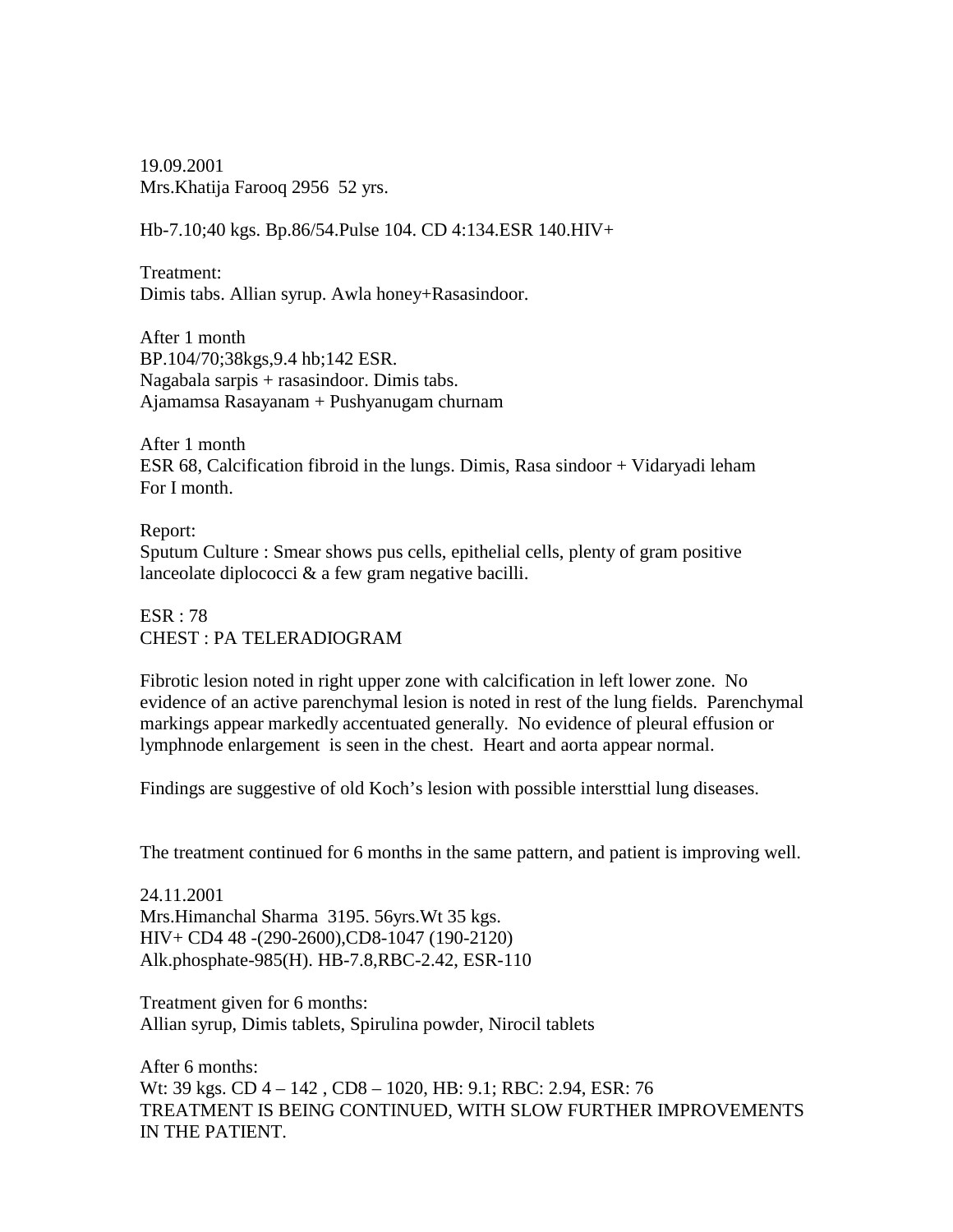19.09.2001
Mrs.Khatija Farooq 2956 52 yrs.

Hb-7.10;40 kgs. Bp.86/54.Pulse 104. CD 4:134.ESR 140.HIV+

Treatment:
Dimis tabs. Allian syrup. Awla honey+Rasasindoor.

After 1 month
BP.104/70;38kgs,9.4 hb;142 ESR.
Nagabala sarpis + rasasindoor. Dimis tabs.
Ajamamsa Rasayanam + Pushyanugam churnam

After 1 month
ESR 68, Calcification fibroid in the lungs. Dimis, Rasa sindoor + Vidaryadi leham
For I month.

Report:
Sputum Culture : Smear shows pus cells, epithelial cells, plenty of gram positive lanceolate diplococci & a few gram negative bacilli.

ESR : 78
CHEST : PA TELERADIOGRAM

Fibrotic lesion noted in right upper zone with calcification in left lower zone. No evidence of an active parenchymal lesion is noted in rest of the lung fields. Parenchymal markings appear markedly accentuated generally. No evidence of pleural effusion or lymphnode enlargement is seen in the chest. Heart and aorta appear normal.

Findings are suggestive of old Koch's lesion with possible intersttial lung diseases.

The treatment continued for 6 months in the same pattern, and patient is improving well.

24.11.2001
Mrs.Himanchal Sharma 3195. 56yrs.Wt 35 kgs.
HIV+ CD4 48 -(290-2600),CD8-1047 (190-2120)
Alk.phosphate-985(H). HB-7.8,RBC-2.42, ESR-110

Treatment given for 6 months:
Allian syrup, Dimis tablets, Spirulina powder, Nirocil tablets

After 6 months:
Wt: 39 kgs. CD 4 – 142 , CD8 – 1020, HB: 9.1; RBC: 2.94, ESR: 76
TREATMENT IS BEING CONTINUED, WITH SLOW FURTHER IMPROVEMENTS IN THE PATIENT.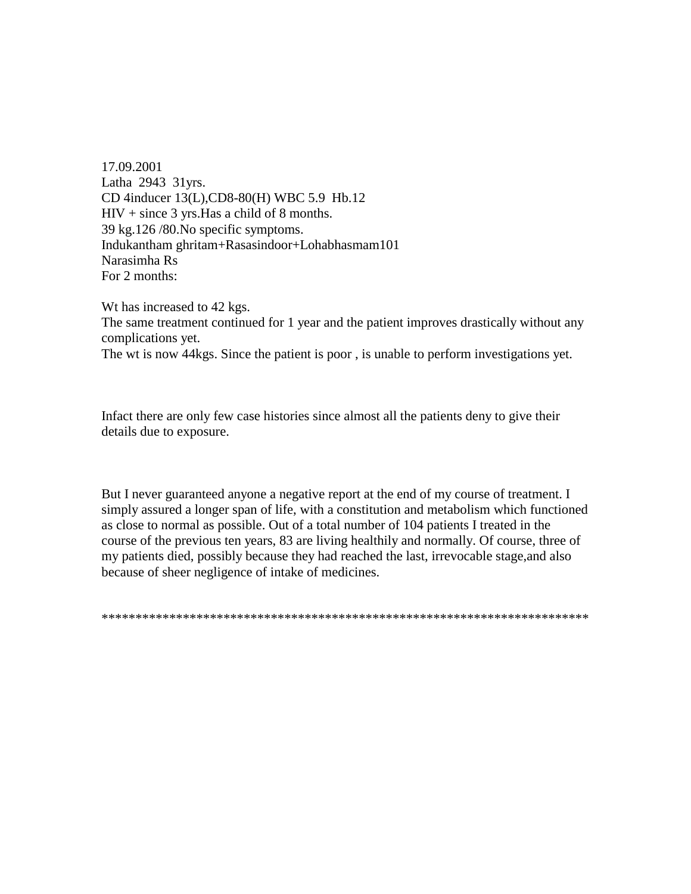17.09.2001
Latha 2943 31yrs.
CD 4inducer 13(L),CD8-80(H) WBC 5.9 Hb.12
HIV + since 3 yrs.Has a child of 8 months.
39 kg.126 /80.No specific symptoms.
Indukantham ghritam+Rasasindoor+Lohabhasmam101
Narasimha Rs
For 2 months:

Wt has increased to 42 kgs.
The same treatment continued for 1 year and the patient improves drastically without any complications yet.
The wt is now 44kgs. Since the patient is poor , is unable to perform investigations yet.

Infact there are only few case histories since almost all the patients deny to give their details due to exposure.

But I never guaranteed anyone a negative report at the end of my course of treatment. I simply assured a longer span of life, with a constitution and metabolism which functioned as close to normal as possible. Out of a total number of 104 patients I treated in the course of the previous ten years, 83 are living healthily and normally. Of course, three of my patients died, possibly because they had reached the last, irrevocable stage,and also because of sheer negligence of intake of medicines.

************************************************************************